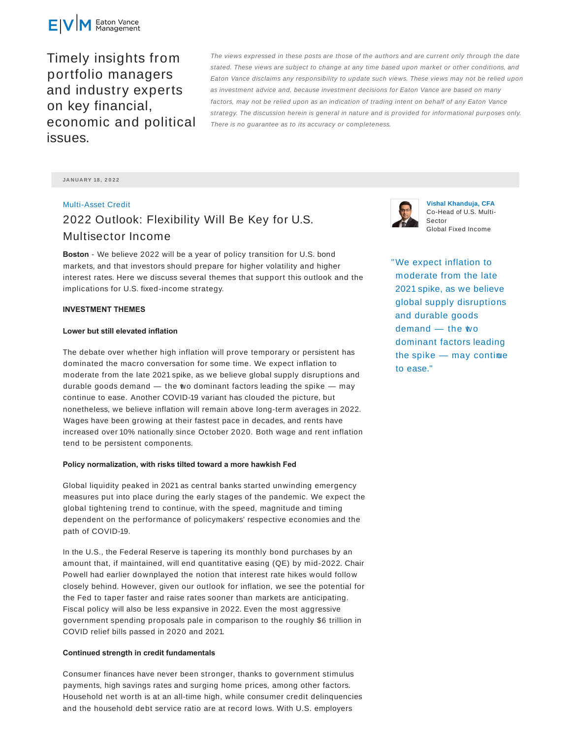Eaton Vance Management

Timely insights from portfolio managers and industry experts on key financial, economic and political issues.

*The views expressed in these posts are those of the authors and are current only through the date stated. These views are subject to change at any time based upon market or other conditions, and Eaton Vance disclaims any responsibility to update such views. These views may not be relied upon as investment advice and, because investment decisions for Eaton Vance are based on many factors, may not be relied upon as an indication of trading intent on behalf of any Eaton Vance strategy. The discussion herein is general in nature and is provided for informational purposes only. There is no guarantee as to its accuracy or completeness.*

JANUARY 18, 2022

Multi-Asset Credit

# 2022 Outlook: Flexibility Will Be Key for U.S. Multisector Income

**Vishal Khanduja, CFA**
Co-Head of U.S. Multi-Sector
Global Fixed Income

**Boston** - We believe 2022 will be a year of policy transition for U.S. bond markets, and that investors should prepare for higher volatility and higher interest rates. Here we discuss several themes that support this outlook and the implications for U.S. fixed-income strategy.

> "We expect inflation to moderate from the late 2021 spike, as we believe global supply disruptions and durable goods demand — the two dominant factors leading the spike — may continue to ease."

## INVESTMENT THEMES

### Lower but still elevated inflation

The debate over whether high inflation will prove temporary or persistent has dominated the macro conversation for some time. We expect inflation to moderate from the late 2021 spike, as we believe global supply disruptions and durable goods demand — the two dominant factors leading the spike — may continue to ease. Another COVID-19 variant has clouded the picture, but nonetheless, we believe inflation will remain above long-term averages in 2022. Wages have been growing at their fastest pace in decades, and rents have increased over 10% nationally since October 2020. Both wage and rent inflation tend to be persistent components.

### Policy normalization, with risks tilted toward a more hawkish Fed

Global liquidity peaked in 2021 as central banks started unwinding emergency measures put into place during the early stages of the pandemic. We expect the global tightening trend to continue, with the speed, magnitude and timing dependent on the performance of policymakers' respective economies and the path of COVID-19.

In the U.S., the Federal Reserve is tapering its monthly bond purchases by an amount that, if maintained, will end quantitative easing (QE) by mid-2022. Chair Powell had earlier downplayed the notion that interest rate hikes would follow closely behind. However, given our outlook for inflation, we see the potential for the Fed to taper faster and raise rates sooner than markets are anticipating. Fiscal policy will also be less expansive in 2022. Even the most aggressive government spending proposals pale in comparison to the roughly $6 trillion in COVID relief bills passed in 2020 and 2021.

### Continued strength in credit fundamentals

Consumer finances have never been stronger, thanks to government stimulus payments, high savings rates and surging home prices, among other factors. Household net worth is at an all-time high, while consumer credit delinquencies and the household debt service ratio are at record lows. With U.S. employers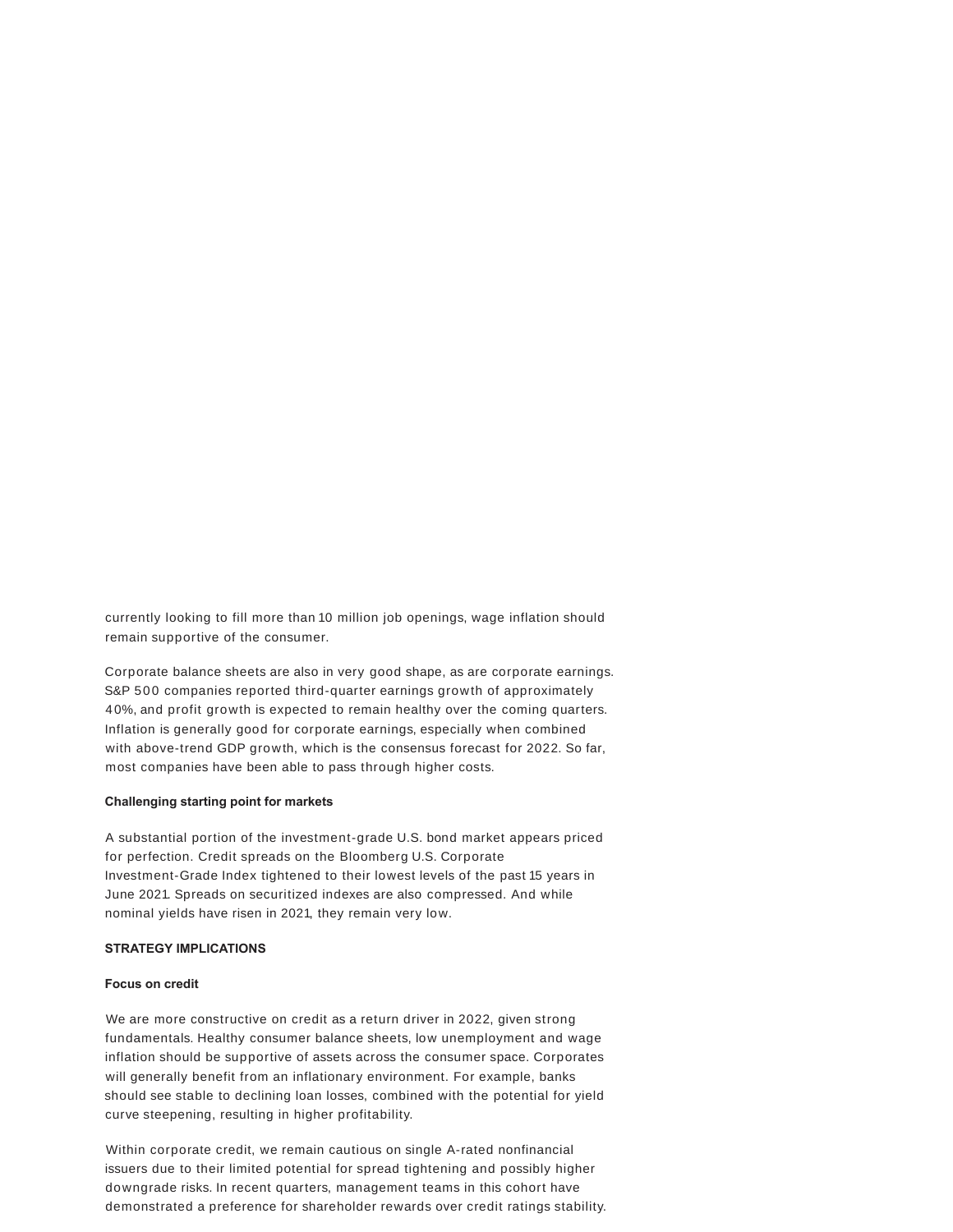currently looking to fill more than 10 million job openings, wage inflation should remain supportive of the consumer.

Corporate balance sheets are also in very good shape, as are corporate earnings. S&P 500 companies reported third-quarter earnings growth of approximately 40%, and profit growth is expected to remain healthy over the coming quarters. Inflation is generally good for corporate earnings, especially when combined with above-trend GDP growth, which is the consensus forecast for 2022. So far, most companies have been able to pass through higher costs.

### Challenging starting point for markets

A substantial portion of the investment-grade U.S. bond market appears priced for perfection. Credit spreads on the Bloomberg U.S. Corporate Investment-Grade Index tightened to their lowest levels of the past 15 years in June 2021. Spreads on securitized indexes are also compressed. And while nominal yields have risen in 2021, they remain very low.

## STRATEGY IMPLICATIONS

### Focus on credit

We are more constructive on credit as a return driver in 2022, given strong fundamentals. Healthy consumer balance sheets, low unemployment and wage inflation should be supportive of assets across the consumer space. Corporates will generally benefit from an inflationary environment. For example, banks should see stable to declining loan losses, combined with the potential for yield curve steepening, resulting in higher profitability.

Within corporate credit, we remain cautious on single A-rated nonfinancial issuers due to their limited potential for spread tightening and possibly higher downgrade risks. In recent quarters, management teams in this cohort have demonstrated a preference for shareholder rewards over credit ratings stability.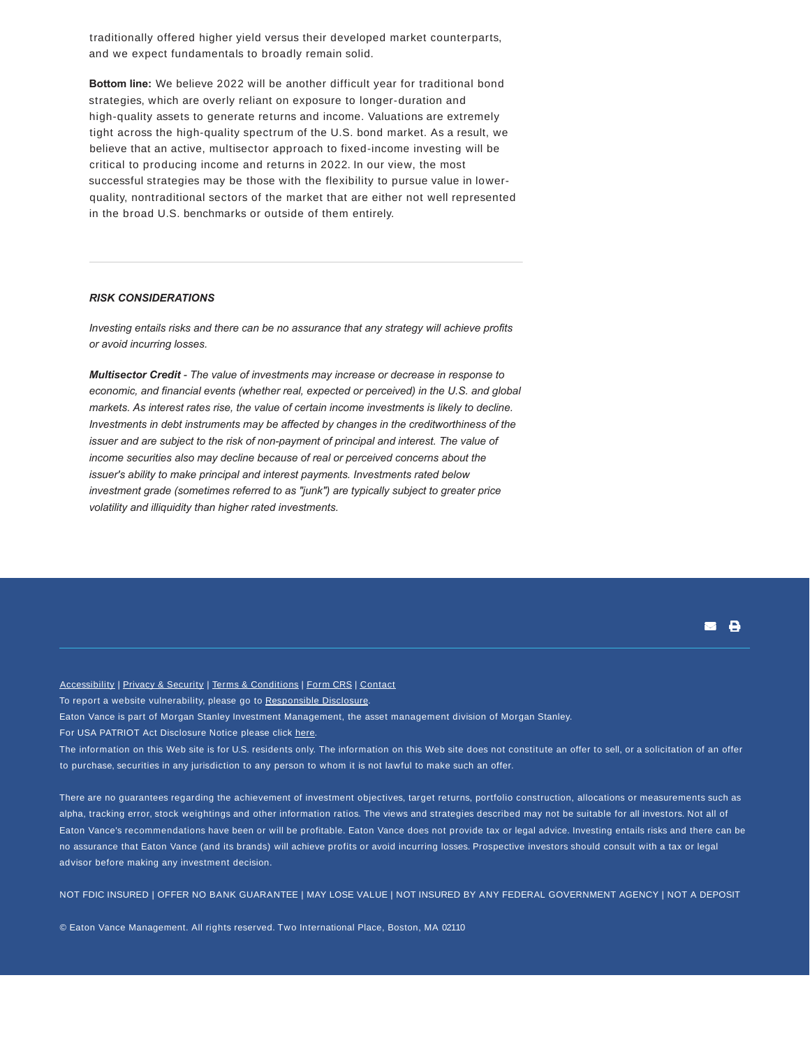traditionally offered higher yield versus their developed market counterparts, and we expect fundamentals to broadly remain solid.

**Bottom line:** We believe 2022 will be another difficult year for traditional bond strategies, which are overly reliant on exposure to longer-duration and high-quality assets to generate returns and income. Valuations are extremely tight across the high-quality spectrum of the U.S. bond market. As a result, we believe that an active, multisector approach to fixed-income investing will be critical to producing income and returns in 2022. In our view, the most successful strategies may be those with the flexibility to pursue value in lower-quality, nontraditional sectors of the market that are either not well represented in the broad U.S. benchmarks or outside of them entirely.

---

***RISK CONSIDERATIONS***

*Investing entails risks and there can be no assurance that any strategy will achieve profits or avoid incurring losses.*

***Multisector Credit*** *- The value of investments may increase or decrease in response to economic, and financial events (whether real, expected or perceived) in the U.S. and global markets. As interest rates rise, the value of certain income investments is likely to decline. Investments in debt instruments may be affected by changes in the creditworthiness of the issuer and are subject to the risk of non-payment of principal and interest. The value of income securities also may decline because of real or perceived concerns about the issuer's ability to make principal and interest payments. Investments rated below investment grade (sometimes referred to as "junk") are typically subject to greater price volatility and illiquidity than higher rated investments.*

Accessibility | Privacy & Security | Terms & Conditions | Form CRS | Contact

To report a website vulnerability, please go to Responsible Disclosure.

Eaton Vance is part of Morgan Stanley Investment Management, the asset management division of Morgan Stanley.

For USA PATRIOT Act Disclosure Notice please click here.

The information on this Web site is for U.S. residents only. The information on this Web site does not constitute an offer to sell, or a solicitation of an offer to purchase, securities in any jurisdiction to any person to whom it is not lawful to make such an offer.

There are no guarantees regarding the achievement of investment objectives, target returns, portfolio construction, allocations or measurements such as alpha, tracking error, stock weightings and other information ratios. The views and strategies described may not be suitable for all investors. Not all of Eaton Vance's recommendations have been or will be profitable. Eaton Vance does not provide tax or legal advice. Investing entails risks and there can be no assurance that Eaton Vance (and its brands) will achieve profits or avoid incurring losses. Prospective investors should consult with a tax or legal advisor before making any investment decision.

NOT FDIC INSURED | OFFER NO BANK GUARANTEE | MAY LOSE VALUE | NOT INSURED BY ANY FEDERAL GOVERNMENT AGENCY | NOT A DEPOSIT

© Eaton Vance Management. All rights reserved. Two International Place, Boston, MA 02110